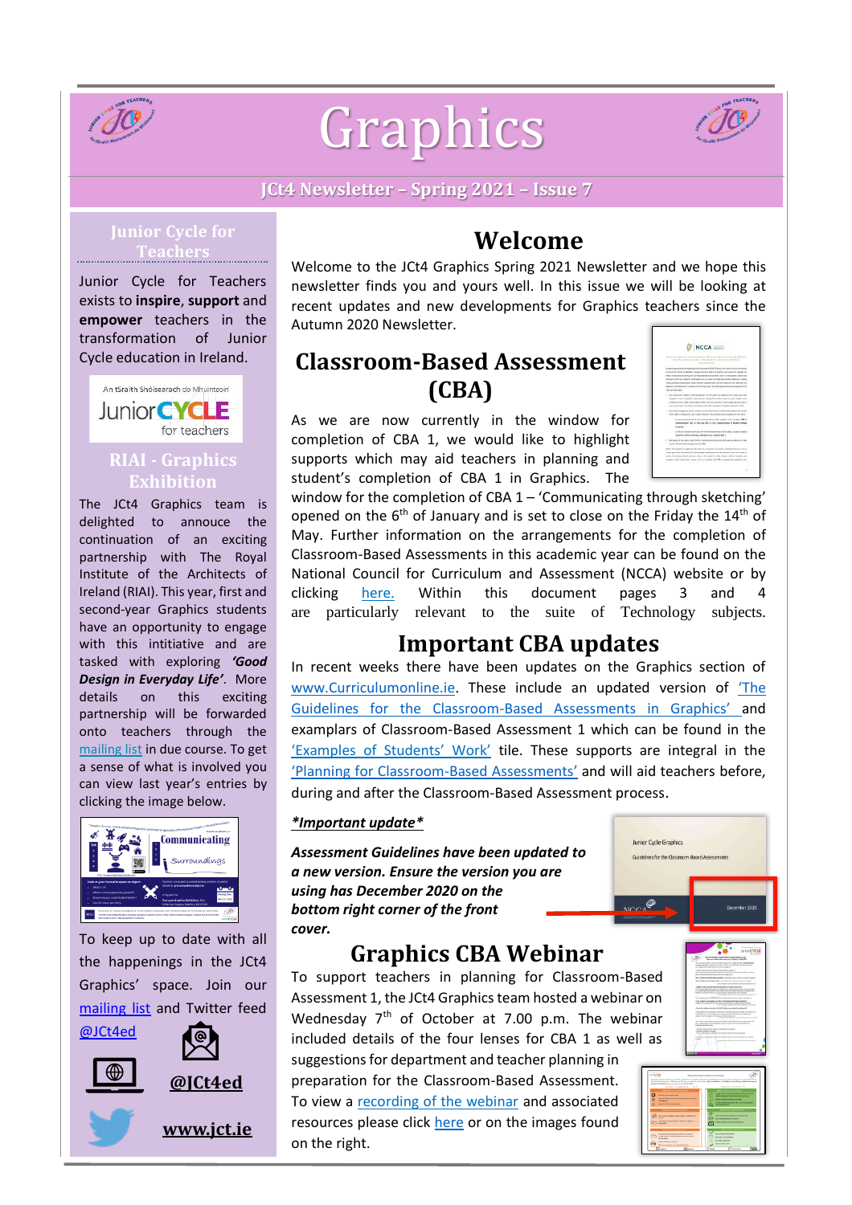# Graphics

## JCt4 Newsletter – Spring 2021 – Issue 7

### Junior Cycle for Teachers

Junior Cycle for Teachers exists to **inspire**, **support** and **empower** teachers in the transformation of Junior Cycle education in Ireland.

An tSraith Shóisearach do Mhúinteoirí
Junior CYCLE for teachers

### RIAI - Graphics Exhibition

The JCt4 Graphics team is delighted to announce the continuation of an exciting partnership with The Royal Institute of the Architects of Ireland (RIAI). This year, first and second-year Graphics students have an opportunity to engage with this intitiative and are tasked with exploring ***'Good Design in Everyday Life'***. More details on this exciting partnership will be forwarded onto teachers through the mailing list in due course. To get a sense of what is involved you can view last year's entries by clicking the image below.

To keep up to date with all the happenings in the JCt4 Graphics' space. Join our mailing list and Twitter feed @JCt4ed

**@JCt4ed**

**www.jct.ie**

## Welcome

Welcome to the JCt4 Graphics Spring 2021 Newsletter and we hope this newsletter finds you and yours well. In this issue we will be looking at recent updates and new developments for Graphics teachers since the Autumn 2020 Newsletter.

## Classroom-Based Assessment (CBA)

As we are now currently in the window for completion of CBA 1, we would like to highlight supports which may aid teachers in planning and student's completion of CBA 1 in Graphics. The window for the completion of CBA 1 – 'Communicating through sketching' opened on the 6th of January and is set to close on the Friday the 14th of May. Further information on the arrangements for the completion of Classroom-Based Assessments in this academic year can be found on the National Council for Curriculum and Assessment (NCCA) website or by clicking here. Within this document pages 3 and 4 are particularly relevant to the suite of Technology subjects.

## Important CBA updates

In recent weeks there have been updates on the Graphics section of www.Curriculumonline.ie. These include an updated version of 'The Guidelines for the Classroom-Based Assessments in Graphics' and exemplars of Classroom-Based Assessment 1 which can be found in the 'Examples of Students' Work' tile. These supports are integral in the 'Planning for Classroom-Based Assessments' and will aid teachers before, during and after the Classroom-Based Assessment process.

***\*Important update\****

***Assessment Guidelines have been updated to a new version. Ensure the version you are using has December 2020 on the bottom right corner of the front cover.***

## Graphics CBA Webinar

To support teachers in planning for Classroom-Based Assessment 1, the JCt4 Graphics team hosted a webinar on Wednesday 7th of October at 7.00 p.m. The webinar included details of the four lenses for CBA 1 as well as suggestions for department and teacher planning in preparation for the Classroom-Based Assessment. To view a recording of the webinar and associated resources please click here or on the images found on the right.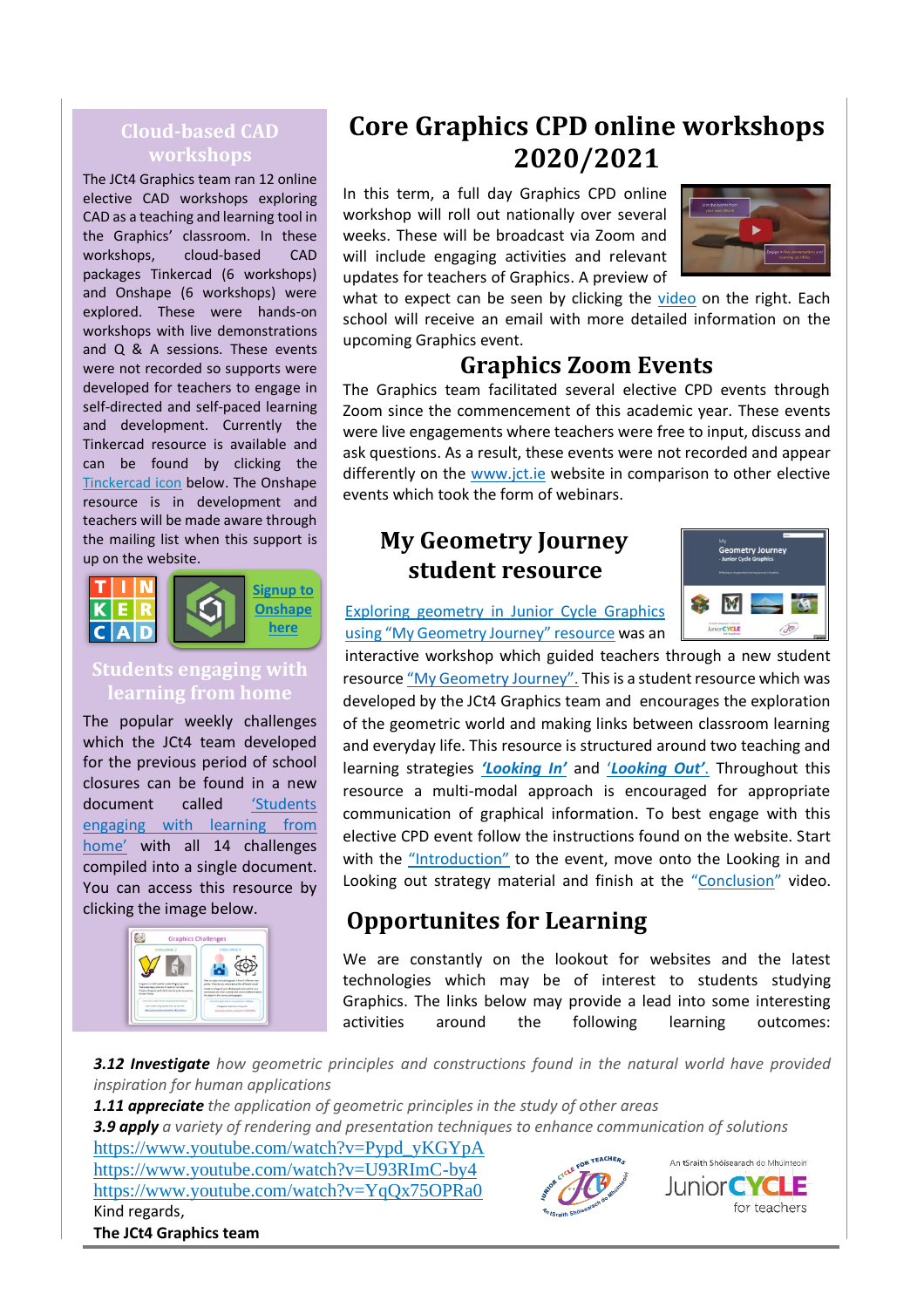## Cloud-based CAD workshops

The JCt4 Graphics team ran 12 online elective CAD workshops exploring CAD as a teaching and learning tool in the Graphics' classroom. In these workshops, cloud-based CAD packages Tinkercad (6 workshops) and Onshape (6 workshops) were explored. These were hands-on workshops with live demonstrations and Q & A sessions. These events were not recorded so support resources were developed for teachers to engage in self-directed and self-paced learning and development. Currently the Tinkercad resource is available and can be found by clicking the Tinckercad icon below. The Onshape resource is in development and teachers will be made aware through the mailing list when this support is up on the website.

Signup to Onshape here

## Students engaging with learning from home

The popular weekly challenges which the JCt4 team developed for the previous period of school closures can be found in a new document called 'Students engaging with learning from home' with all 14 challenges compiled into a single document. You can access this resource by clicking the image below.

# Core Graphics CPD online workshops 2020/2021

In this term, a full day Graphics CPD online workshop will roll out nationally over several weeks. These will be broadcast via Zoom and will include engaging activities and relevant updates for teachers of Graphics. A preview of what to expect can be seen by clicking the video on the right. Each school will receive an email with more detailed information on the upcoming Graphics event.

## Graphics Zoom Events

The Graphics team facilitated several elective CPD events through Zoom since the commencement of this academic year. These events were live engagements where teachers were free to input, discuss and ask questions. As a result, these events were not recorded and appear differently on the www.jct.ie website in comparison to other elective events which took the form of webinars.

## My Geometry Journey student resource

Exploring geometry in Junior Cycle Graphics using "My Geometry Journey" resource was an interactive workshop which guided teachers through a new student resource "My Geometry Journey". This is a student resource which was developed by the JCt4 Graphics team and encourages the exploration of the geometric world and making links between classroom learning and everyday life. This resource is structured around two teaching and learning strategies ***'Looking In'*** and ***'Looking Out'***. Throughout this resource a multi-modal approach is encouraged for appropriate communication of graphical information. To best engage with this elective CPD event follow the instructions found on the website. Start with the "Introduction" to the event, move onto the Looking in and Looking out strategy material and finish at the "Conclusion" video.

## Opportunites for Learning

We are constantly on the lookout for websites and the latest technologies which may be of interest to students studying Graphics. The links below may provide a lead into some interesting activities around the following learning outcomes:

***3.12 Investigate*** *how geometric principles and constructions found in the natural world have provided inspiration for human applications*

***1.11 appreciate*** *the application of geometric principles in the study of other areas*

***3.9 apply*** *a variety of rendering and presentation techniques to enhance communication of solutions*

https://www.youtube.com/watch?v=Pypd_yKGYpA

https://www.youtube.com/watch?v=U93RImC-by4

https://www.youtube.com/watch?v=YqQx75OPRa0

Kind regards,

**The JCt4 Graphics team**